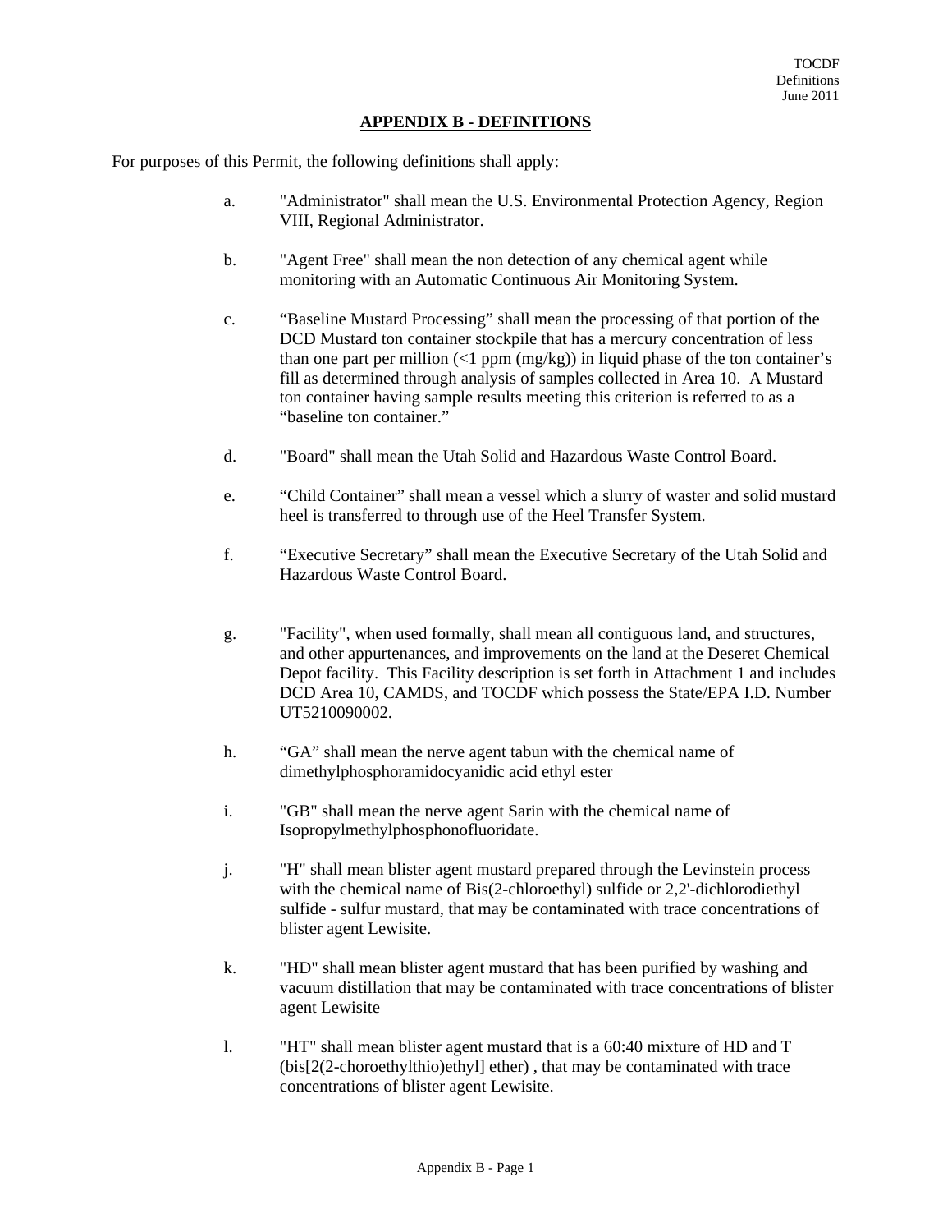## APPENDIX B - DEFINITIONS

For purposes of this Permit, the following definitions shall apply:

a. "Administrator" shall mean the U.S. Environmental Protection Agency, Region VIII, Regional Administrator.

b. "Agent Free" shall mean the non detection of any chemical agent while monitoring with an Automatic Continuous Air Monitoring System.

c. "Baseline Mustard Processing" shall mean the processing of that portion of the DCD Mustard ton container stockpile that has a mercury concentration of less than one part per million (<1 ppm (mg/kg)) in liquid phase of the ton container's fill as determined through analysis of samples collected in Area 10. A Mustard ton container having sample results meeting this criterion is referred to as a "baseline ton container."

d. "Board" shall mean the Utah Solid and Hazardous Waste Control Board.

e. "Child Container" shall mean a vessel which a slurry of waster and solid mustard heel is transferred to through use of the Heel Transfer System.

f. "Executive Secretary" shall mean the Executive Secretary of the Utah Solid and Hazardous Waste Control Board.

g. "Facility", when used formally, shall mean all contiguous land, and structures, and other appurtenances, and improvements on the land at the Deseret Chemical Depot facility. This Facility description is set forth in Attachment 1 and includes DCD Area 10, CAMDS, and TOCDF which possess the State/EPA I.D. Number UT5210090002.

h. "GA" shall mean the nerve agent tabun with the chemical name of dimethylphosphoramidocyanidic acid ethyl ester

i. "GB" shall mean the nerve agent Sarin with the chemical name of Isopropylmethylphosphonofluoridate.

j. "H" shall mean blister agent mustard prepared through the Levinstein process with the chemical name of Bis(2-chloroethyl) sulfide or 2,2'-dichlorodiethyl sulfide - sulfur mustard, that may be contaminated with trace concentrations of blister agent Lewisite.

k. "HD" shall mean blister agent mustard that has been purified by washing and vacuum distillation that may be contaminated with trace concentrations of blister agent Lewisite

l. "HT" shall mean blister agent mustard that is a 60:40 mixture of HD and T (bis[2(2-choroethylthio)ethyl] ether) , that may be contaminated with trace concentrations of blister agent Lewisite.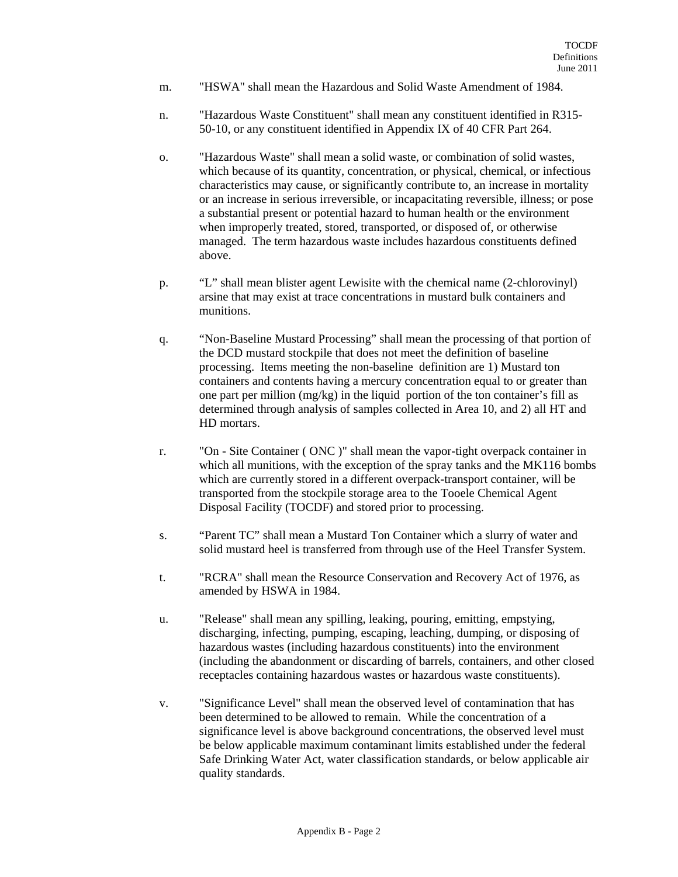m. "HSWA" shall mean the Hazardous and Solid Waste Amendment of 1984.

n. "Hazardous Waste Constituent" shall mean any constituent identified in R315-50-10, or any constituent identified in Appendix IX of 40 CFR Part 264.

o. "Hazardous Waste" shall mean a solid waste, or combination of solid wastes, which because of its quantity, concentration, or physical, chemical, or infectious characteristics may cause, or significantly contribute to, an increase in mortality or an increase in serious irreversible, or incapacitating reversible, illness; or pose a substantial present or potential hazard to human health or the environment when improperly treated, stored, transported, or disposed of, or otherwise managed. The term hazardous waste includes hazardous constituents defined above.

p. "L" shall mean blister agent Lewisite with the chemical name (2-chlorovinyl) arsine that may exist at trace concentrations in mustard bulk containers and munitions.

q. "Non-Baseline Mustard Processing" shall mean the processing of that portion of the DCD mustard stockpile that does not meet the definition of baseline processing. Items meeting the non-baseline definition are 1) Mustard ton containers and contents having a mercury concentration equal to or greater than one part per million (mg/kg) in the liquid portion of the ton container's fill as determined through analysis of samples collected in Area 10, and 2) all HT and HD mortars.

r. "On - Site Container ( ONC )" shall mean the vapor-tight overpack container in which all munitions, with the exception of the spray tanks and the MK116 bombs which are currently stored in a different overpack-transport container, will be transported from the stockpile storage area to the Tooele Chemical Agent Disposal Facility (TOCDF) and stored prior to processing.

s. "Parent TC" shall mean a Mustard Ton Container which a slurry of water and solid mustard heel is transferred from through use of the Heel Transfer System.

t. "RCRA" shall mean the Resource Conservation and Recovery Act of 1976, as amended by HSWA in 1984.

u. "Release" shall mean any spilling, leaking, pouring, emitting, empstying, discharging, infecting, pumping, escaping, leaching, dumping, or disposing of hazardous wastes (including hazardous constituents) into the environment (including the abandonment or discarding of barrels, containers, and other closed receptacles containing hazardous wastes or hazardous waste constituents).

v. "Significance Level" shall mean the observed level of contamination that has been determined to be allowed to remain. While the concentration of a significance level is above background concentrations, the observed level must be below applicable maximum contaminant limits established under the federal Safe Drinking Water Act, water classification standards, or below applicable air quality standards.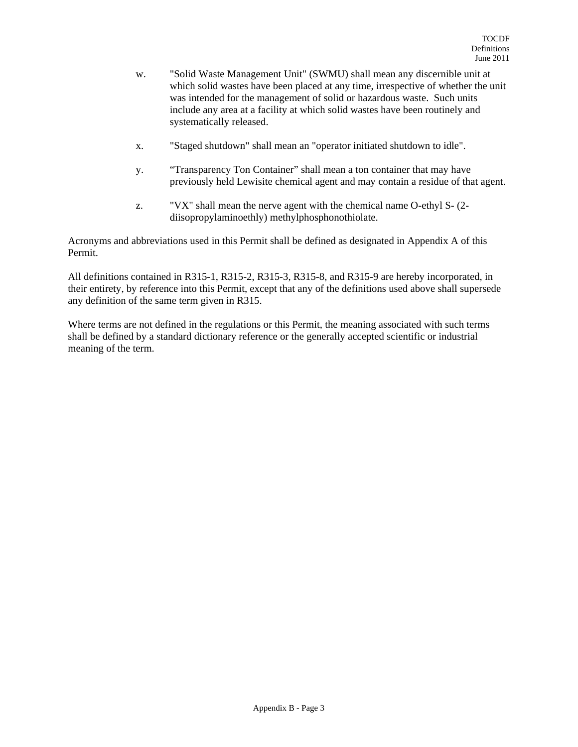w. "Solid Waste Management Unit" (SWMU) shall mean any discernible unit at which solid wastes have been placed at any time, irrespective of whether the unit was intended for the management of solid or hazardous waste. Such units include any area at a facility at which solid wastes have been routinely and systematically released.

x. "Staged shutdown" shall mean an "operator initiated shutdown to idle".

y. “Transparency Ton Container” shall mean a ton container that may have previously held Lewisite chemical agent and may contain a residue of that agent.

z. "VX" shall mean the nerve agent with the chemical name O-ethyl S- (2-diisopropylaminoethly) methylphosphonothiolate.

Acronyms and abbreviations used in this Permit shall be defined as designated in Appendix A of this Permit.

All definitions contained in R315-1, R315-2, R315-3, R315-8, and R315-9 are hereby incorporated, in their entirety, by reference into this Permit, except that any of the definitions used above shall supersede any definition of the same term given in R315.

Where terms are not defined in the regulations or this Permit, the meaning associated with such terms shall be defined by a standard dictionary reference or the generally accepted scientific or industrial meaning of the term.